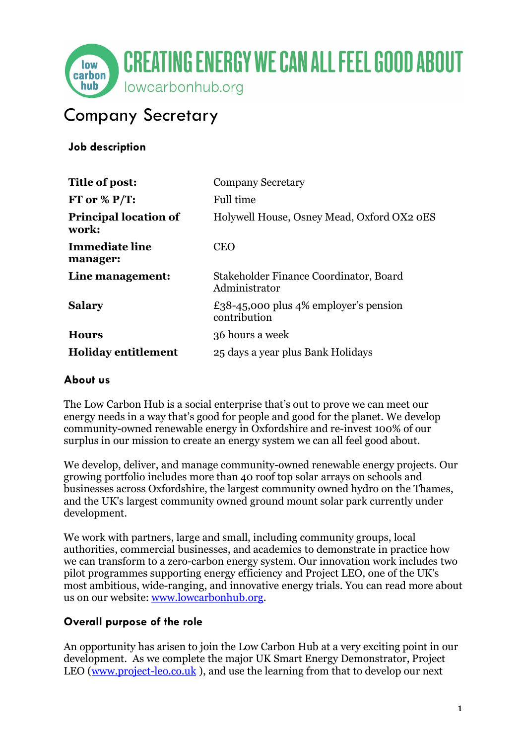CREATING ENERGY WE CAN ALL FEEL GOOD ABOUT

lowcarbonhub.org

# Company Secretary

## Job description

| | |
|---|---|
| **Title of post:** | Company Secretary |
| **FT or % P/T:** | Full time |
| **Principal location of work:** | Holywell House, Osney Mead, Oxford OX2 0ES |
| **Immediate line manager:** | CEO |
| **Line management:** | Stakeholder Finance Coordinator, Board Administrator |
| **Salary** | £38-45,000 plus 4% employer's pension contribution |
| **Hours** | 36 hours a week |
| **Holiday entitlement** | 25 days a year plus Bank Holidays |

## About us

The Low Carbon Hub is a social enterprise that's out to prove we can meet our energy needs in a way that's good for people and good for the planet. We develop community-owned renewable energy in Oxfordshire and re-invest 100% of our surplus in our mission to create an energy system we can all feel good about.

We develop, deliver, and manage community-owned renewable energy projects. Our growing portfolio includes more than 40 roof top solar arrays on schools and businesses across Oxfordshire, the largest community owned hydro on the Thames, and the UK's largest community owned ground mount solar park currently under development.

We work with partners, large and small, including community groups, local authorities, commercial businesses, and academics to demonstrate in practice how we can transform to a zero-carbon energy system. Our innovation work includes two pilot programmes supporting energy efficiency and Project LEO, one of the UK's most ambitious, wide-ranging, and innovative energy trials. You can read more about us on our website: [www.lowcarbonhub.org](www.lowcarbonhub.org).

## Overall purpose of the role

An opportunity has arisen to join the Low Carbon Hub at a very exciting point in our development. As we complete the major UK Smart Energy Demonstrator, Project LEO ([www.project-leo.co.uk](www.project-leo.co.uk) ), and use the learning from that to develop our next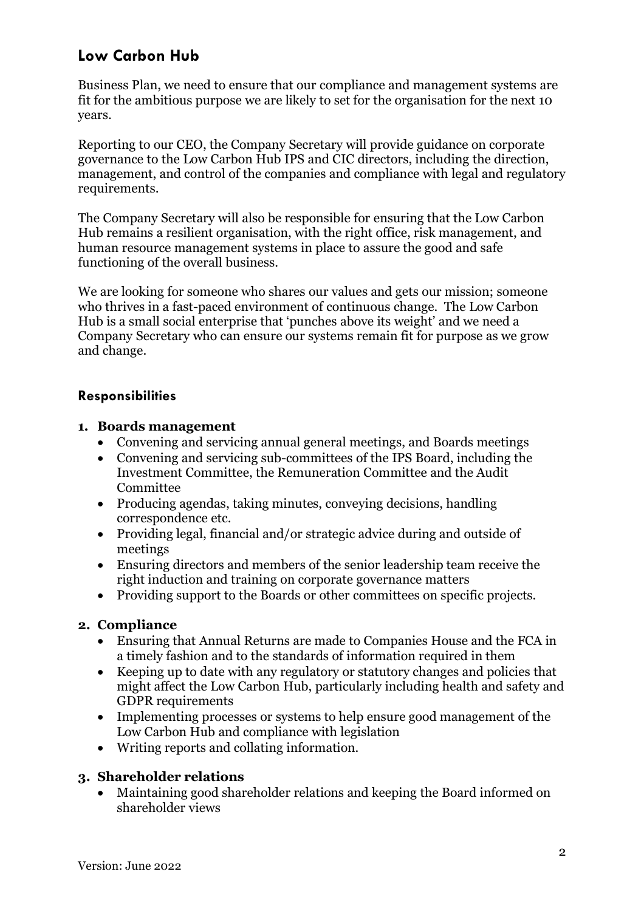## Low Carbon Hub

Business Plan, we need to ensure that our compliance and management systems are fit for the ambitious purpose we are likely to set for the organisation for the next 10 years.

Reporting to our CEO, the Company Secretary will provide guidance on corporate governance to the Low Carbon Hub IPS and CIC directors, including the direction, management, and control of the companies and compliance with legal and regulatory requirements.

The Company Secretary will also be responsible for ensuring that the Low Carbon Hub remains a resilient organisation, with the right office, risk management, and human resource management systems in place to assure the good and safe functioning of the overall business.

We are looking for someone who shares our values and gets our mission; someone who thrives in a fast-paced environment of continuous change. The Low Carbon Hub is a small social enterprise that 'punches above its weight' and we need a Company Secretary who can ensure our systems remain fit for purpose as we grow and change.

### Responsibilities

1. **Boards management**
   - Convening and servicing annual general meetings, and Boards meetings
   - Convening and servicing sub-committees of the IPS Board, including the Investment Committee, the Remuneration Committee and the Audit Committee
   - Producing agendas, taking minutes, conveying decisions, handling correspondence etc.
   - Providing legal, financial and/or strategic advice during and outside of meetings
   - Ensuring directors and members of the senior leadership team receive the right induction and training on corporate governance matters
   - Providing support to the Boards or other committees on specific projects.

2. **Compliance**
   - Ensuring that Annual Returns are made to Companies House and the FCA in a timely fashion and to the standards of information required in them
   - Keeping up to date with any regulatory or statutory changes and policies that might affect the Low Carbon Hub, particularly including health and safety and GDPR requirements
   - Implementing processes or systems to help ensure good management of the Low Carbon Hub and compliance with legislation
   - Writing reports and collating information.

3. **Shareholder relations**
   - Maintaining good shareholder relations and keeping the Board informed on shareholder views

Version: June 2022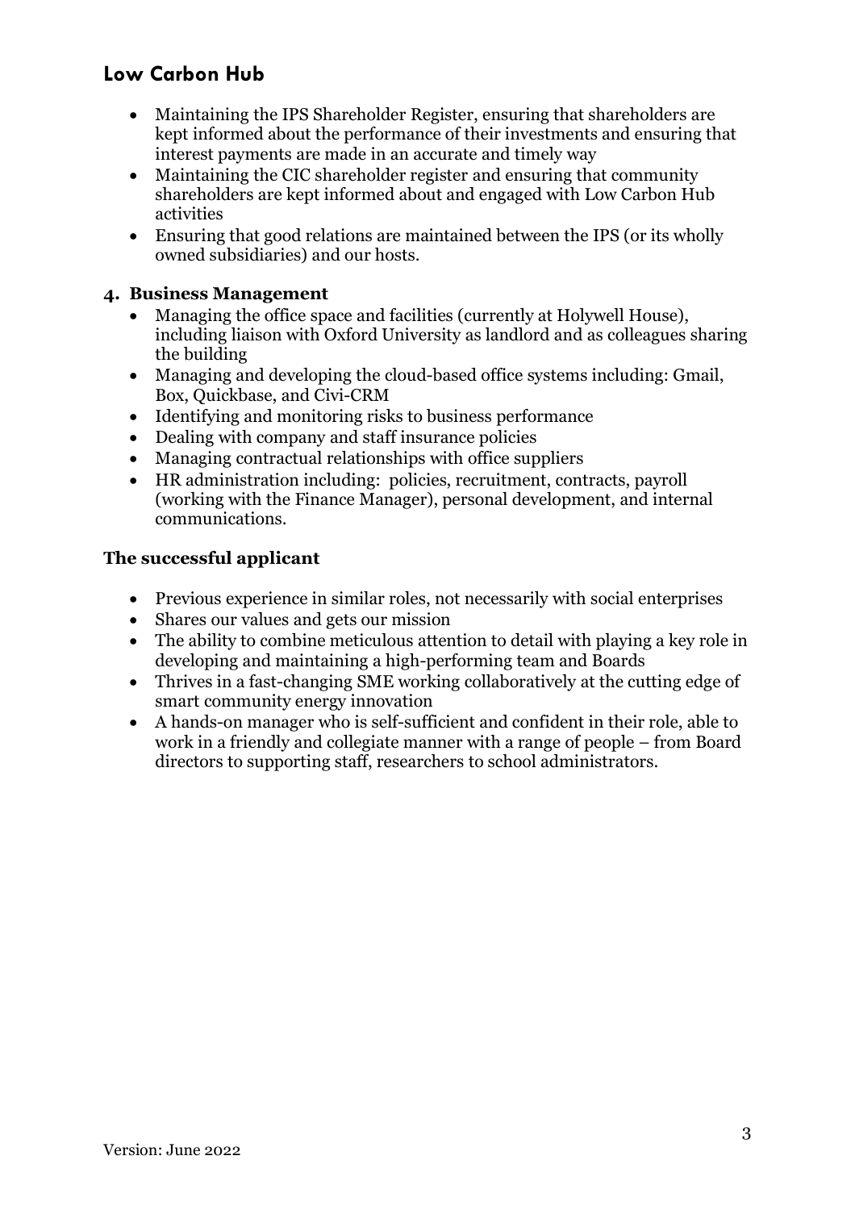- Maintaining the IPS Shareholder Register, ensuring that shareholders are kept informed about the performance of their investments and ensuring that interest payments are made in an accurate and timely way
- Maintaining the CIC shareholder register and ensuring that community shareholders are kept informed about and engaged with Low Carbon Hub activities
- Ensuring that good relations are maintained between the IPS (or its wholly owned subsidiaries) and our hosts.

### 4. Business Management

- Managing the office space and facilities (currently at Holywell House), including liaison with Oxford University as landlord and as colleagues sharing the building
- Managing and developing the cloud-based office systems including: Gmail, Box, Quickbase, and Civi-CRM
- Identifying and monitoring risks to business performance
- Dealing with company and staff insurance policies
- Managing contractual relationships with office suppliers
- HR administration including: policies, recruitment, contracts, payroll (working with the Finance Manager), personal development, and internal communications.

### The successful applicant

- Previous experience in similar roles, not necessarily with social enterprises
- Shares our values and gets our mission
- The ability to combine meticulous attention to detail with playing a key role in developing and maintaining a high-performing team and Boards
- Thrives in a fast-changing SME working collaboratively at the cutting edge of smart community energy innovation
- A hands-on manager who is self-sufficient and confident in their role, able to work in a friendly and collegiate manner with a range of people – from Board directors to supporting staff, researchers to school administrators.